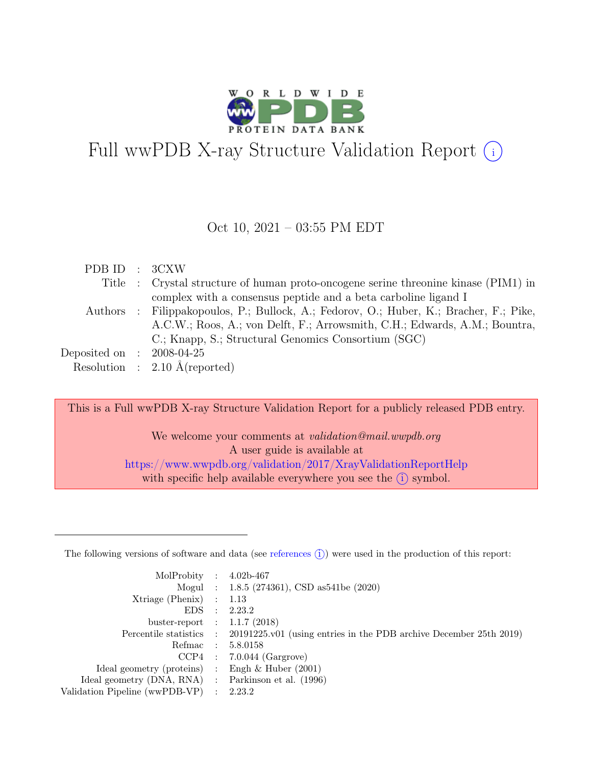# Full wwPDB X-ray Structure Validation Report (i)

Oct 10, 2021 – 03:55 PM EDT

| | | |
|---|---|---|
| PDB ID | : | 3CXW |
| Title | : | Crystal structure of human proto-oncogene serine threonine kinase (PIM1) in complex with a consensus peptide and a beta carboline ligand I |
| Authors | : | Filippakopoulos, P.; Bullock, A.; Fedorov, O.; Huber, K.; Bracher, F.; Pike, A.C.W.; Roos, A.; von Delft, F.; Arrowsmith, C.H.; Edwards, A.M.; Bountra, C.; Knapp, S.; Structural Genomics Consortium (SGC) |
| Deposited on | : | 2008-04-25 |
| Resolution | : | 2.10 Å(reported) |

This is a Full wwPDB X-ray Structure Validation Report for a publicly released PDB entry.

We welcome your comments at *validation@mail.wwpdb.org*
A user guide is available at
https://www.wwpdb.org/validation/2017/XrayValidationReportHelp
with specific help available everywhere you see the (i) symbol.

---

The following versions of software and data (see references (i)) were used in the production of this report:

| | | |
|---|---|---|
| MolProbity | : | 4.02b-467 |
| Mogul | : | 1.8.5 (274361), CSD as541be (2020) |
| Xtriage (Phenix) | : | 1.13 |
| EDS | : | 2.23.2 |
| buster-report | : | 1.1.7 (2018) |
| Percentile statistics | : | 20191225.v01 (using entries in the PDB archive December 25th 2019) |
| Refmac | : | 5.8.0158 |
| CCP4 | : | 7.0.044 (Gargrove) |
| Ideal geometry (proteins) | : | Engh & Huber (2001) |
| Ideal geometry (DNA, RNA) | : | Parkinson et al. (1996) |
| Validation Pipeline (wwPDB-VP) | : | 2.23.2 |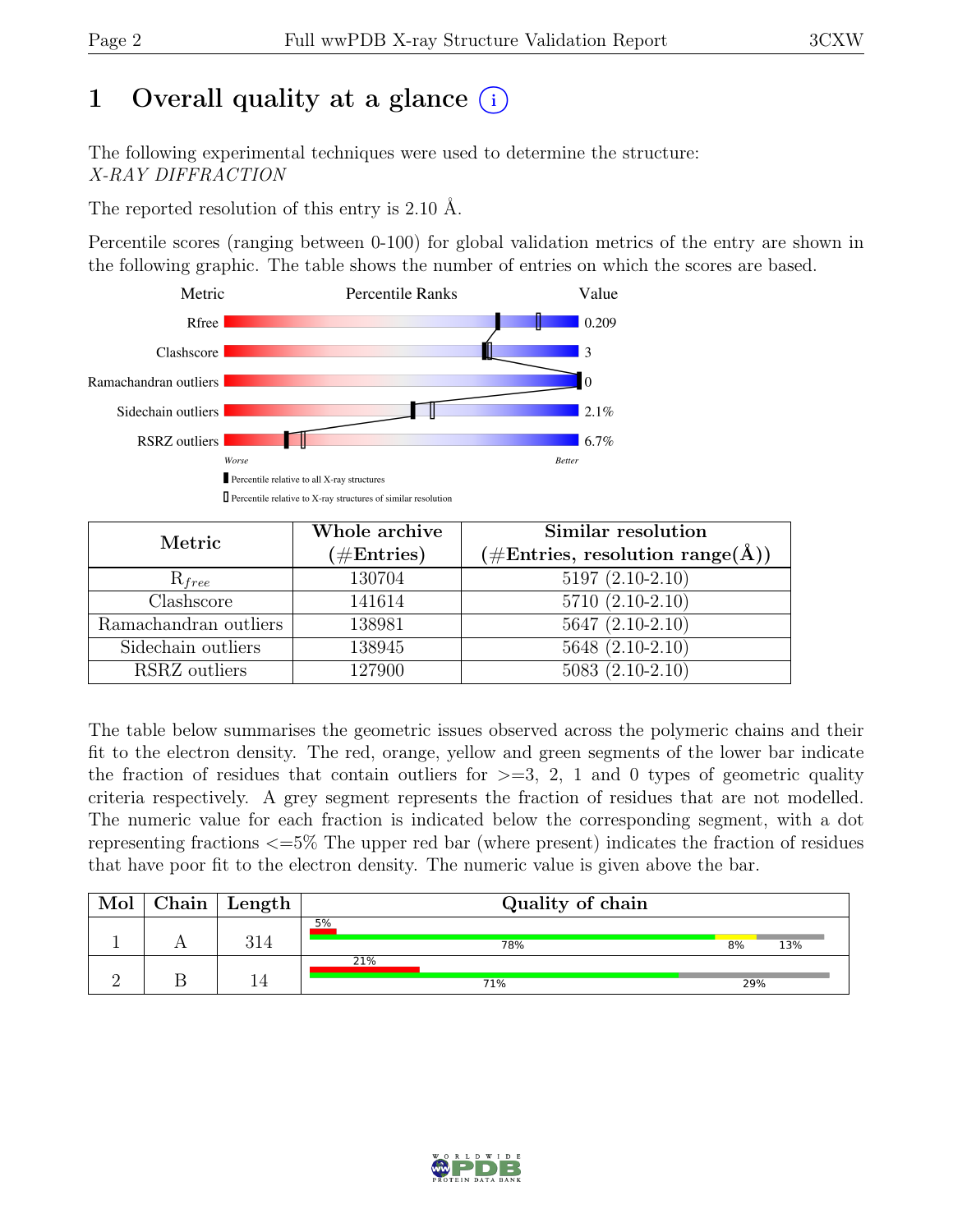# 1 Overall quality at a glance (i)

The following experimental techniques were used to determine the structure:
*X-RAY DIFFRACTION*

The reported resolution of this entry is 2.10 Å.

Percentile scores (ranging between 0-100) for global validation metrics of the entry are shown in the following graphic. The table shows the number of entries on which the scores are based.

| Metric | Value |
|---|---|
| Rfree | 0.209 |
| Clashscore | 3 |
| Ramachandran outliers | 0 |
| Sidechain outliers | 2.1% |
| RSRZ outliers | 6.7% |

| Metric | Whole archive (#Entries) | Similar resolution (#Entries, resolution range(Å)) |
|---|---|---|
| $R_{free}$ | 130704 | 5197 (2.10-2.10) |
| Clashscore | 141614 | 5710 (2.10-2.10) |
| Ramachandran outliers | 138981 | 5647 (2.10-2.10) |
| Sidechain outliers | 138945 | 5648 (2.10-2.10) |
| RSRZ outliers | 127900 | 5083 (2.10-2.10) |

The table below summarises the geometric issues observed across the polymeric chains and their fit to the electron density. The red, orange, yellow and green segments of the lower bar indicate the fraction of residues that contain outliers for >=3, 2, 1 and 0 types of geometric quality criteria respectively. A grey segment represents the fraction of residues that are not modelled. The numeric value for each fraction is indicated below the corresponding segment, with a dot representing fractions <=5% The upper red bar (where present) indicates the fraction of residues that have poor fit to the electron density. The numeric value is given above the bar.

| Mol | Chain | Length | Quality of chain |
|---|---|---|---|
| 1 | A | 314 | 5% / 78% / 8% / 13% |
| 2 | B | 14 | 21% / 71% / 29% |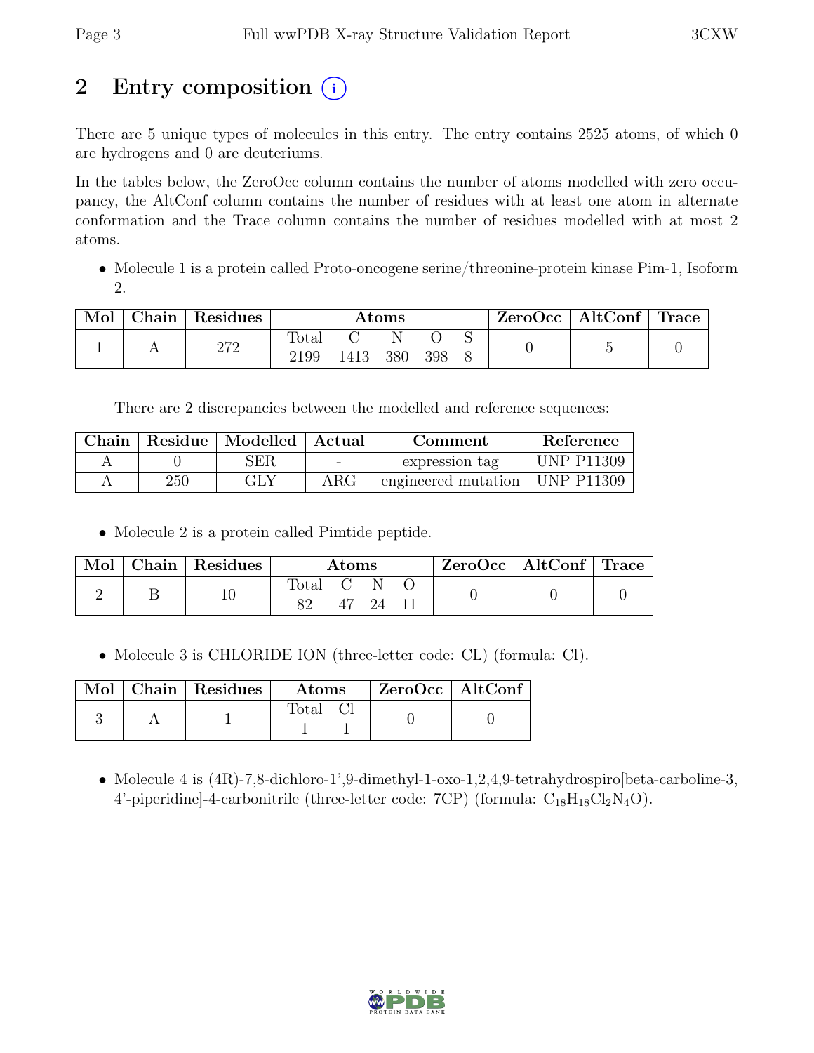# 2 Entry composition (i)

There are 5 unique types of molecules in this entry. The entry contains 2525 atoms, of which 0 are hydrogens and 0 are deuteriums.

In the tables below, the ZeroOcc column contains the number of atoms modelled with zero occupancy, the AltConf column contains the number of residues with at least one atom in alternate conformation and the Trace column contains the number of residues modelled with at most 2 atoms.

- Molecule 1 is a protein called Proto-oncogene serine/threonine-protein kinase Pim-1, Isoform 2.

| Mol | Chain | Residues | Atoms | | | | | ZeroOcc | AltConf | Trace |
|---|---|---|---|---|---|---|---|---|---|---|
| | | | Total | C | N | O | S | | | |
| 1 | A | 272 | 2199 | 1413 | 380 | 398 | 8 | 0 | 5 | 0 |

There are 2 discrepancies between the modelled and reference sequences:

| Chain | Residue | Modelled | Actual | Comment | Reference |
|---|---|---|---|---|---|
| A | 0 | SER | - | expression tag | UNP P11309 |
| A | 250 | GLY | ARG | engineered mutation | UNP P11309 |

- Molecule 2 is a protein called Pimtide peptide.

| Mol | Chain | Residues | Atoms | | | | ZeroOcc | AltConf | Trace |
|---|---|---|---|---|---|---|---|---|---|
| | | | Total | C | N | O | | | |
| 2 | B | 10 | 82 | 47 | 24 | 11 | 0 | 0 | 0 |

- Molecule 3 is CHLORIDE ION (three-letter code: CL) (formula: Cl).

| Mol | Chain | Residues | Atoms | | ZeroOcc | AltConf |
|---|---|---|---|---|---|---|
| | | | Total | Cl | | |
| 3 | A | 1 | 1 | 1 | 0 | 0 |

- Molecule 4 is (4R)-7,8-dichloro-1',9-dimethyl-1-oxo-1,2,4,9-tetrahydrospiro[beta-carboline-3, 4'-piperidine]-4-carbonitrile (three-letter code: 7CP) (formula: $C_{18}H_{18}Cl_2N_4O$).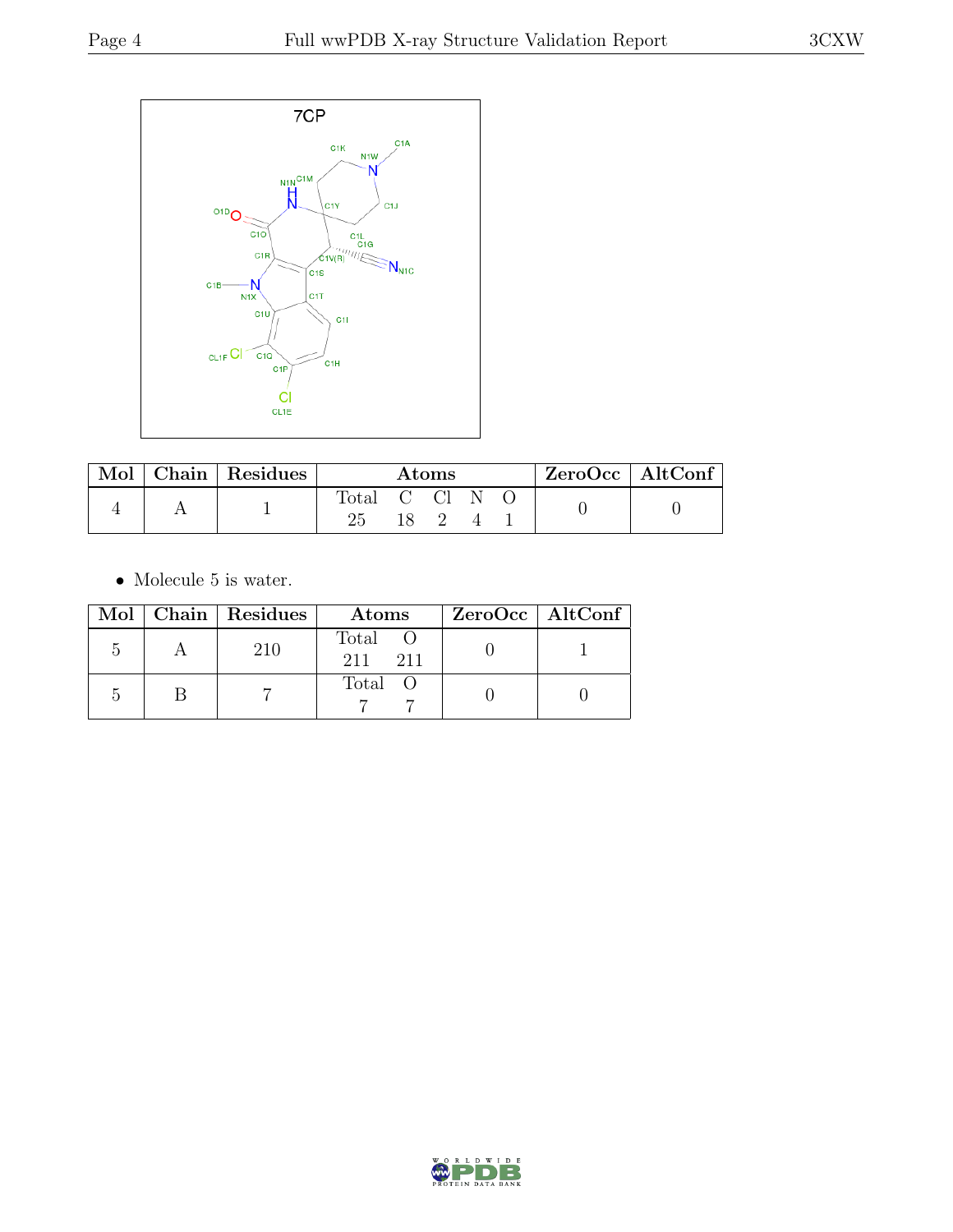7CP

| Mol | Chain | Residues | Atoms | | | | | ZeroOcc | AltConf |
|---|---|---|---|---|---|---|---|---|---|
| | | | Total | C | Cl | N | O | | |
| 4 | A | 1 | 25 | 18 | 2 | 4 | 1 | 0 | 0 |

- Molecule 5 is water.

| Mol | Chain | Residues | Atoms | | ZeroOcc | AltConf |
|---|---|---|---|---|---|---|
| | | | Total | O | | |
| 5 | A | 210 | 211 | 211 | 0 | 1 |
| 5 | B | 7 | 7 | 7 | 0 | 0 |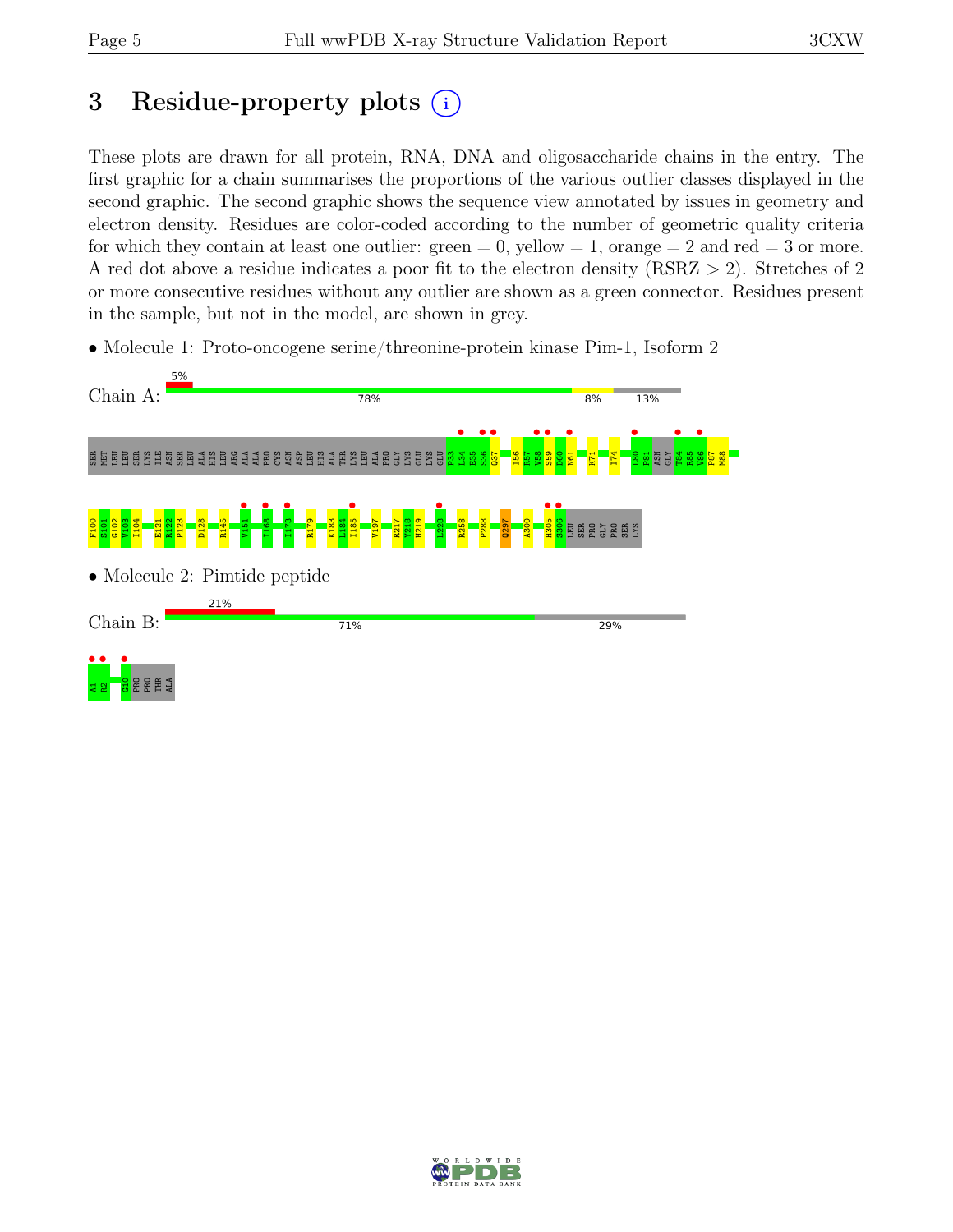# 3 Residue-property plots

These plots are drawn for all protein, RNA, DNA and oligosaccharide chains in the entry. The first graphic for a chain summarises the proportions of the various outlier classes displayed in the second graphic. The second graphic shows the sequence view annotated by issues in geometry and electron density. Residues are color-coded according to the number of geometric quality criteria for which they contain at least one outlier: green = 0, yellow = 1, orange = 2 and red = 3 or more. A red dot above a residue indicates a poor fit to the electron density (RSRZ > 2). Stretches of 2 or more consecutive residues without any outlier are shown as a green connector. Residues present in the sample, but not in the model, are shown in grey.

- Molecule 1: Proto-oncogene serine/threonine-protein kinase Pim-1, Isoform 2

Chain A: 5% | 78% | 8% | 13%

SER MET LEU LEU SER LYS ILE ASN SER LEU ALA HIS LEU ARG ALA ALA PRO CYS ASN ASP LEU HIS ALA THR LYS LEU ALA PRO GLY LYS GLU LYS GLU P33 L34 E35 S36 Q37 I56 R57 V58 S59 D60 N61 K71 I74 L80 P81 ASN GLY T84 R85 V86 P87 M88

F100 S101 G102 V103 I104 E121 R122 P123 D128 R145 V151 I168 I173 R179 K183 L184 I185 V197 R217 Y218 H219 L228 R258 P288 Q297 A300 H305 S306 LEU SER PRO GLY PRO SER LYS

- Molecule 2: Pimtide peptide

Chain B: 21% | 71% | 29%

A1 R2 G10 PRO PRO THR ALA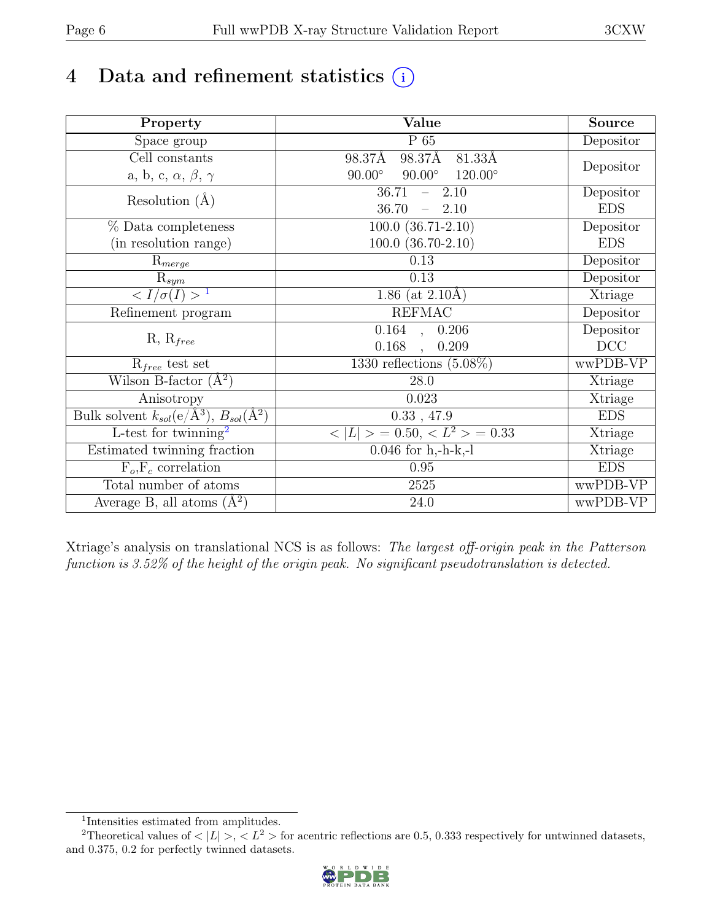# 4 Data and refinement statistics (i)

| Property | Value | Source |
|---|---|---|
| Space group | P 65 | Depositor |
| Cell constants<br>a, b, c, $\alpha$, $\beta$, $\gamma$ | 98.37Å 98.37Å 81.33Å<br>90.00° 90.00° 120.00° | Depositor |
| Resolution (Å) | 36.71 – 2.10<br>36.70 – 2.10 | Depositor<br>EDS |
| % Data completeness<br>(in resolution range) | 100.0 (36.71-2.10)<br>100.0 (36.70-2.10) | Depositor<br>EDS |
| $R_{merge}$ | 0.13 | Depositor |
| $R_{sym}$ | 0.13 | Depositor |
| $< I/\sigma(I) >$ [1] | 1.86 (at 2.10Å) | Xtriage |
| Refinement program | REFMAC | Depositor |
| R, $R_{free}$ | 0.164 , 0.206<br>0.168 , 0.209 | Depositor<br>DCC |
| $R_{free}$ test set | 1330 reflections (5.08%) | wwPDB-VP |
| Wilson B-factor (Å$^2$) | 28.0 | Xtriage |
| Anisotropy | 0.023 | Xtriage |
| Bulk solvent $k_{sol}$(e/Å$^3$), $B_{sol}$(Å$^2$) | 0.33 , 47.9 | EDS |
| L-test for twinning[2] | $< \|L\| > = 0.50$, $< L^2 > = 0.33$ | Xtriage |
| Estimated twinning fraction | 0.046 for h,-h-k,-l | Xtriage |
| $F_o$,$F_c$ correlation | 0.95 | EDS |
| Total number of atoms | 2525 | wwPDB-VP |
| Average B, all atoms (Å$^2$) | 24.0 | wwPDB-VP |

Xtriage's analysis on translational NCS is as follows: *The largest off-origin peak in the Patterson function is 3.52% of the height of the origin peak. No significant pseudotranslation is detected.*

[1] Intensities estimated from amplitudes.

[2] Theoretical values of $< |L| >$, $< L^2 >$ for acentric reflections are 0.5, 0.333 respectively for untwinned datasets, and 0.375, 0.2 for perfectly twinned datasets.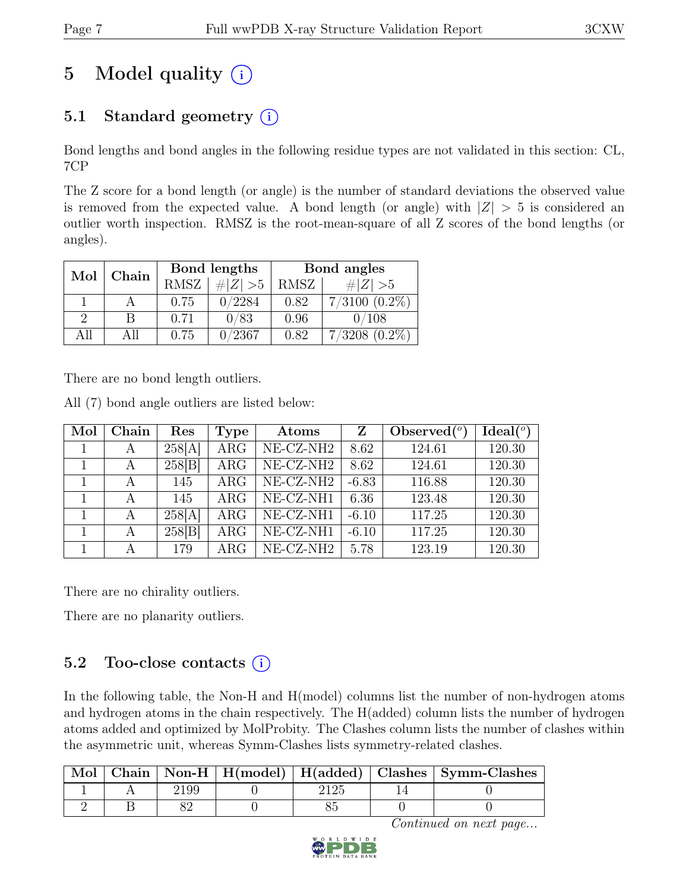# 5 Model quality (i)

## 5.1 Standard geometry (i)

Bond lengths and bond angles in the following residue types are not validated in this section: CL, 7CP

The Z score for a bond length (or angle) is the number of standard deviations the observed value is removed from the expected value. A bond length (or angle) with $|Z| > 5$ is considered an outlier worth inspection. RMSZ is the root-mean-square of all Z scores of the bond lengths (or angles).

| Mol | Chain | Bond lengths | | Bond angles | |
|---|---|---|---|---|---|
| | | RMSZ | $\#\|Z\| > 5$ | RMSZ | $\#\|Z\| > 5$ |
| 1 | A | 0.75 | 0/2284 | 0.82 | 7/3100 (0.2%) |
| 2 | B | 0.71 | 0/83 | 0.96 | 0/108 |
| All | All | 0.75 | 0/2367 | 0.82 | 7/3208 (0.2%) |

There are no bond length outliers.

All (7) bond angle outliers are listed below:

| Mol | Chain | Res | Type | Atoms | Z | Observed(°) | Ideal(°) |
|---|---|---|---|---|---|---|---|
| 1 | A | 258[A] | ARG | NE-CZ-NH2 | 8.62 | 124.61 | 120.30 |
| 1 | A | 258[B] | ARG | NE-CZ-NH2 | 8.62 | 124.61 | 120.30 |
| 1 | A | 145 | ARG | NE-CZ-NH2 | -6.83 | 116.88 | 120.30 |
| 1 | A | 145 | ARG | NE-CZ-NH1 | 6.36 | 123.48 | 120.30 |
| 1 | A | 258[A] | ARG | NE-CZ-NH1 | -6.10 | 117.25 | 120.30 |
| 1 | A | 258[B] | ARG | NE-CZ-NH1 | -6.10 | 117.25 | 120.30 |
| 1 | A | 179 | ARG | NE-CZ-NH2 | 5.78 | 123.19 | 120.30 |

There are no chirality outliers.

There are no planarity outliers.

## 5.2 Too-close contacts (i)

In the following table, the Non-H and H(model) columns list the number of non-hydrogen atoms and hydrogen atoms in the chain respectively. The H(added) column lists the number of hydrogen atoms added and optimized by MolProbity. The Clashes column lists the number of clashes within the asymmetric unit, whereas Symm-Clashes lists symmetry-related clashes.

| Mol | Chain | Non-H | H(model) | H(added) | Clashes | Symm-Clashes |
|---|---|---|---|---|---|---|
| 1 | A | 2199 | 0 | 2125 | 14 | 0 |
| 2 | B | 82 | 0 | 85 | 0 | 0 |

*Continued on next page...*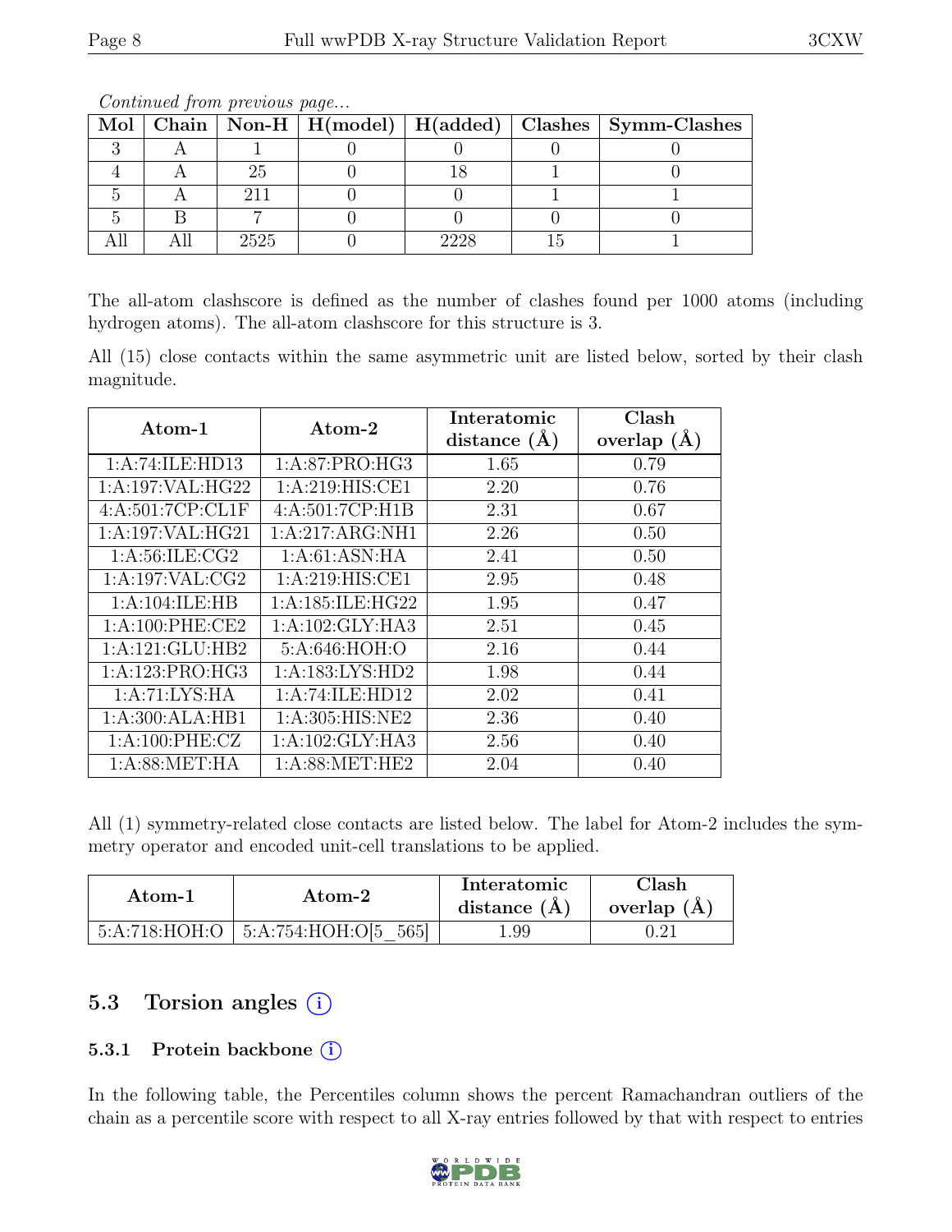*Continued from previous page...*

| Mol | Chain | Non-H | H(model) | H(added) | Clashes | Symm-Clashes |
|---|---|---|---|---|---|---|
| 3 | A | 1 | 0 | 0 | 0 | 0 |
| 4 | A | 25 | 0 | 18 | 1 | 0 |
| 5 | A | 211 | 0 | 0 | 1 | 1 |
| 5 | B | 7 | 0 | 0 | 0 | 0 |
| All | All | 2525 | 0 | 2228 | 15 | 1 |

The all-atom clashscore is defined as the number of clashes found per 1000 atoms (including hydrogen atoms). The all-atom clashscore for this structure is 3.

All (15) close contacts within the same asymmetric unit are listed below, sorted by their clash magnitude.

| Atom-1 | Atom-2 | Interatomic distance (Å) | Clash overlap (Å) |
|---|---|---|---|
| 1:A:74:ILE:HD13 | 1:A:87:PRO:HG3 | 1.65 | 0.79 |
| 1:A:197:VAL:HG22 | 1:A:219:HIS:CE1 | 2.20 | 0.76 |
| 4:A:501:7CP:CL1F | 4:A:501:7CP:H1B | 2.31 | 0.67 |
| 1:A:197:VAL:HG21 | 1:A:217:ARG:NH1 | 2.26 | 0.50 |
| 1:A:56:ILE:CG2 | 1:A:61:ASN:HA | 2.41 | 0.50 |
| 1:A:197:VAL:CG2 | 1:A:219:HIS:CE1 | 2.95 | 0.48 |
| 1:A:104:ILE:HB | 1:A:185:ILE:HG22 | 1.95 | 0.47 |
| 1:A:100:PHE:CE2 | 1:A:102:GLY:HA3 | 2.51 | 0.45 |
| 1:A:121:GLU:HB2 | 5:A:646:HOH:O | 2.16 | 0.44 |
| 1:A:123:PRO:HG3 | 1:A:183:LYS:HD2 | 1.98 | 0.44 |
| 1:A:71:LYS:HA | 1:A:74:ILE:HD12 | 2.02 | 0.41 |
| 1:A:300:ALA:HB1 | 1:A:305:HIS:NE2 | 2.36 | 0.40 |
| 1:A:100:PHE:CZ | 1:A:102:GLY:HA3 | 2.56 | 0.40 |
| 1:A:88:MET:HA | 1:A:88:MET:HE2 | 2.04 | 0.40 |

All (1) symmetry-related close contacts are listed below. The label for Atom-2 includes the symmetry operator and encoded unit-cell translations to be applied.

| Atom-1 | Atom-2 | Interatomic distance (Å) | Clash overlap (Å) |
|---|---|---|---|
| 5:A:718:HOH:O | 5:A:754:HOH:O[5_565] | 1.99 | 0.21 |

## 5.3 Torsion angles (i)

### 5.3.1 Protein backbone (i)

In the following table, the Percentiles column shows the percent Ramachandran outliers of the chain as a percentile score with respect to all X-ray entries followed by that with respect to entries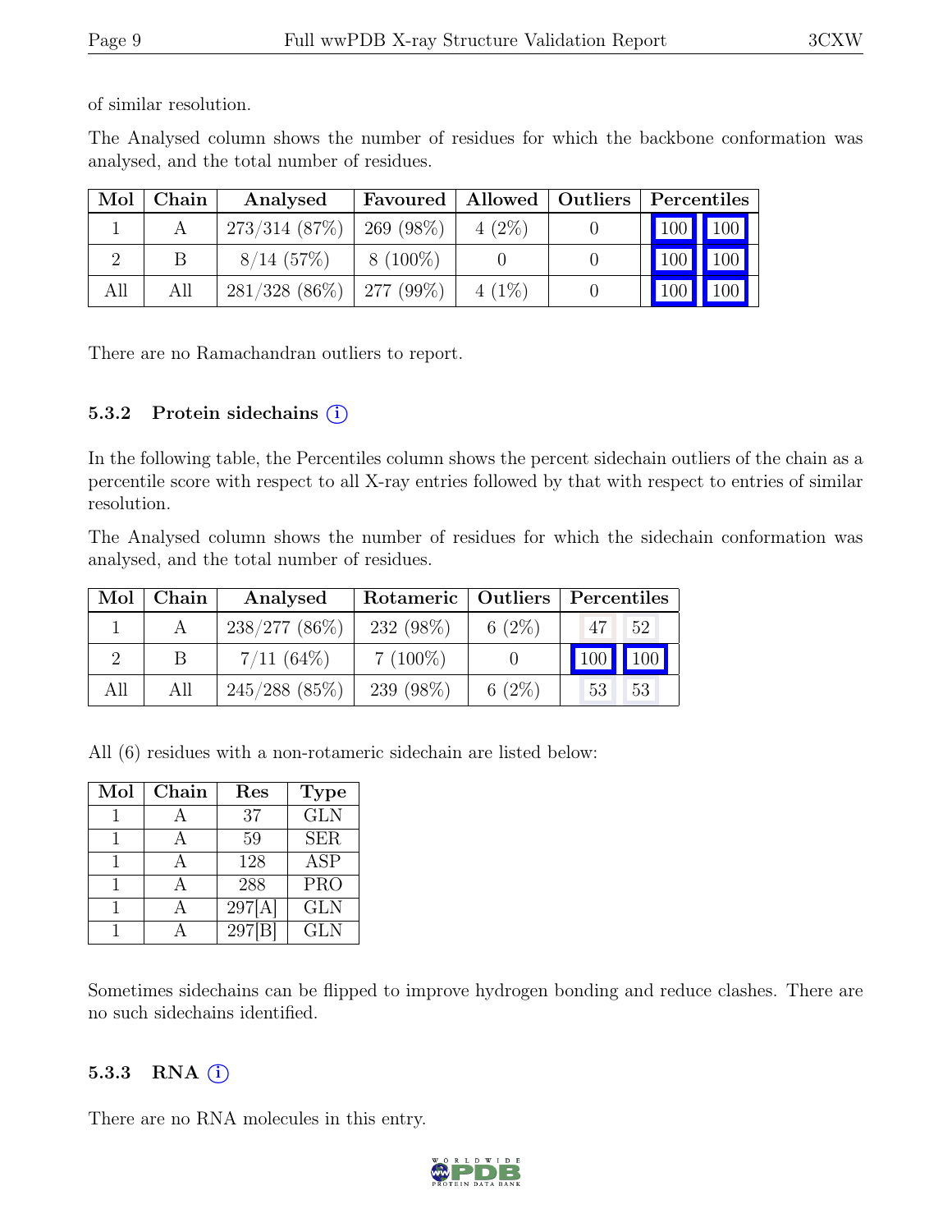of similar resolution.

The Analysed column shows the number of residues for which the backbone conformation was analysed, and the total number of residues.

| Mol | Chain | Analysed | Favoured | Allowed | Outliers | Percentiles | |
|---|---|---|---|---|---|---|---|
| 1 | A | 273/314 (87%) | 269 (98%) | 4 (2%) | 0 | 100 | 100 |
| 2 | B | 8/14 (57%) | 8 (100%) | 0 | 0 | 100 | 100 |
| All | All | 281/328 (86%) | 277 (99%) | 4 (1%) | 0 | 100 | 100 |

There are no Ramachandran outliers to report.

#### 5.3.2 Protein sidechains

In the following table, the Percentiles column shows the percent sidechain outliers of the chain as a percentile score with respect to all X-ray entries followed by that with respect to entries of similar resolution.

The Analysed column shows the number of residues for which the sidechain conformation was analysed, and the total number of residues.

| Mol | Chain | Analysed | Rotameric | Outliers | Percentiles | |
|---|---|---|---|---|---|---|
| 1 | A | 238/277 (86%) | 232 (98%) | 6 (2%) | 47 | 52 |
| 2 | B | 7/11 (64%) | 7 (100%) | 0 | 100 | 100 |
| All | All | 245/288 (85%) | 239 (98%) | 6 (2%) | 53 | 53 |

All (6) residues with a non-rotameric sidechain are listed below:

| Mol | Chain | Res | Type |
|---|---|---|---|
| 1 | A | 37 | GLN |
| 1 | A | 59 | SER |
| 1 | A | 128 | ASP |
| 1 | A | 288 | PRO |
| 1 | A | 297[A] | GLN |
| 1 | A | 297[B] | GLN |

Sometimes sidechains can be flipped to improve hydrogen bonding and reduce clashes. There are no such sidechains identified.

#### 5.3.3 RNA

There are no RNA molecules in this entry.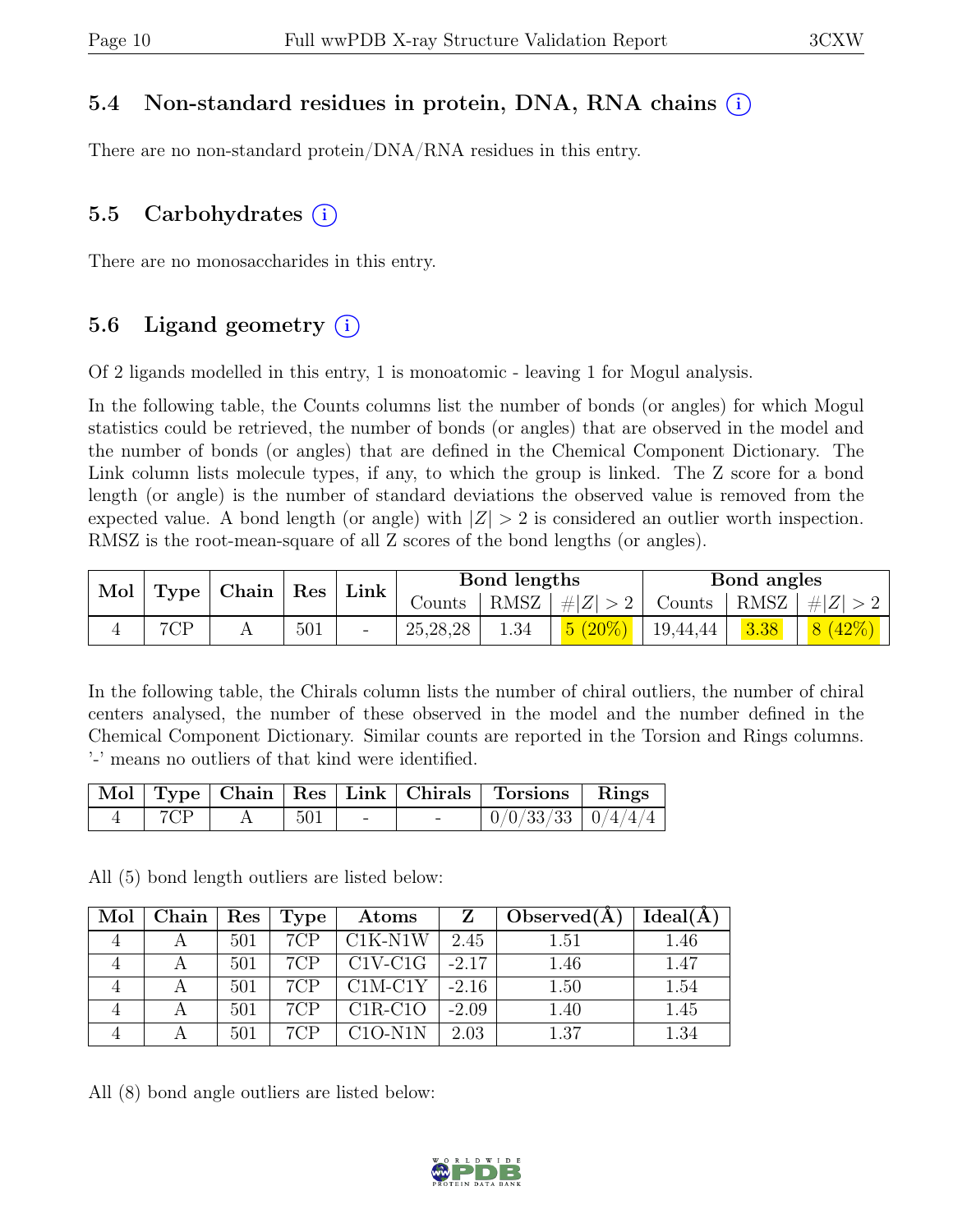### 5.4 Non-standard residues in protein, DNA, RNA chains (i)

There are no non-standard protein/DNA/RNA residues in this entry.

### 5.5 Carbohydrates (i)

There are no monosaccharides in this entry.

### 5.6 Ligand geometry (i)

Of 2 ligands modelled in this entry, 1 is monoatomic - leaving 1 for Mogul analysis.

In the following table, the Counts columns list the number of bonds (or angles) for which Mogul statistics could be retrieved, the number of bonds (or angles) that are observed in the model and the number of bonds (or angles) that are defined in the Chemical Component Dictionary. The Link column lists molecule types, if any, to which the group is linked. The Z score for a bond length (or angle) is the number of standard deviations the observed value is removed from the expected value. A bond length (or angle) with $|Z| > 2$ is considered an outlier worth inspection. RMSZ is the root-mean-square of all Z scores of the bond lengths (or angles).

| Mol | Type | Chain | Res | Link | Bond lengths | | | Bond angles | | |
|---|---|---|---|---|---|---|---|---|---|---|
| | | | | | Counts | RMSZ | $\#\|Z\| > 2$ | Counts | RMSZ | $\#\|Z\| > 2$ |
| 4 | 7CP | A | 501 | - | 25,28,28 | 1.34 | 5 (20%) | 19,44,44 | 3.38 | 8 (42%) |

In the following table, the Chirals column lists the number of chiral outliers, the number of chiral centers analysed, the number of these observed in the model and the number defined in the Chemical Component Dictionary. Similar counts are reported in the Torsion and Rings columns. '-' means no outliers of that kind were identified.

| Mol | Type | Chain | Res | Link | Chirals | Torsions | Rings |
|---|---|---|---|---|---|---|---|
| 4 | 7CP | A | 501 | - | - | 0/0/33/33 | 0/4/4/4 |

All (5) bond length outliers are listed below:

| Mol | Chain | Res | Type | Atoms | Z | Observed(Å) | Ideal(Å) |
|---|---|---|---|---|---|---|---|
| 4 | A | 501 | 7CP | C1K-N1W | 2.45 | 1.51 | 1.46 |
| 4 | A | 501 | 7CP | C1V-C1G | -2.17 | 1.46 | 1.47 |
| 4 | A | 501 | 7CP | C1M-C1Y | -2.16 | 1.50 | 1.54 |
| 4 | A | 501 | 7CP | C1R-C1O | -2.09 | 1.40 | 1.45 |
| 4 | A | 501 | 7CP | C1O-N1N | 2.03 | 1.37 | 1.34 |

All (8) bond angle outliers are listed below: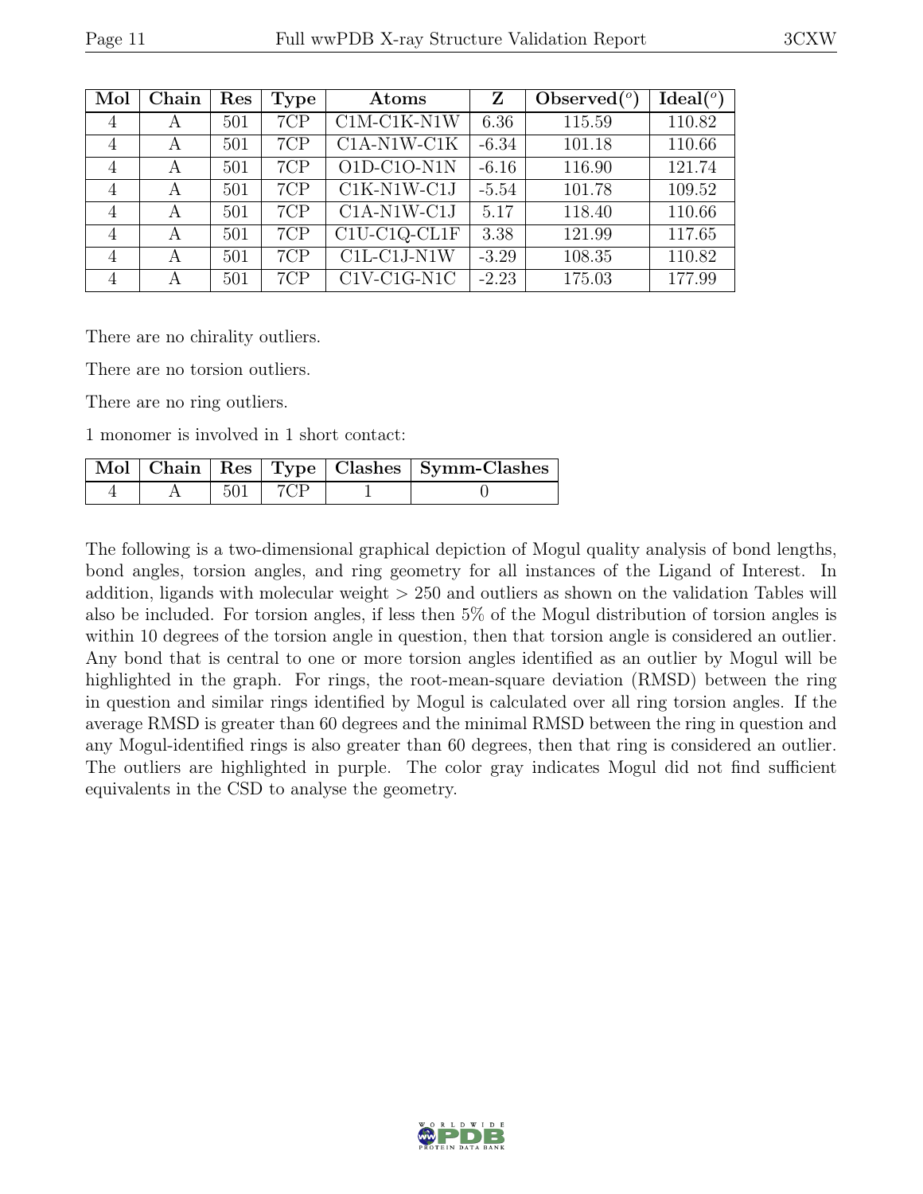| Mol | Chain | Res | Type | Atoms | Z | Observed(°) | Ideal(°) |
|---|---|---|---|---|---|---|---|
| 4 | A | 501 | 7CP | C1M-C1K-N1W | 6.36 | 115.59 | 110.82 |
| 4 | A | 501 | 7CP | C1A-N1W-C1K | -6.34 | 101.18 | 110.66 |
| 4 | A | 501 | 7CP | O1D-C1O-N1N | -6.16 | 116.90 | 121.74 |
| 4 | A | 501 | 7CP | C1K-N1W-C1J | -5.54 | 101.78 | 109.52 |
| 4 | A | 501 | 7CP | C1A-N1W-C1J | 5.17 | 118.40 | 110.66 |
| 4 | A | 501 | 7CP | C1U-C1Q-CL1F | 3.38 | 121.99 | 117.65 |
| 4 | A | 501 | 7CP | C1L-C1J-N1W | -3.29 | 108.35 | 110.82 |
| 4 | A | 501 | 7CP | C1V-C1G-N1C | -2.23 | 175.03 | 177.99 |

There are no chirality outliers.

There are no torsion outliers.

There are no ring outliers.

1 monomer is involved in 1 short contact:

| Mol | Chain | Res | Type | Clashes | Symm-Clashes |
|---|---|---|---|---|---|
| 4 | A | 501 | 7CP | 1 | 0 |

The following is a two-dimensional graphical depiction of Mogul quality analysis of bond lengths, bond angles, torsion angles, and ring geometry for all instances of the Ligand of Interest. In addition, ligands with molecular weight > 250 and outliers as shown on the validation Tables will also be included. For torsion angles, if less then 5% of the Mogul distribution of torsion angles is within 10 degrees of the torsion angle in question, then that torsion angle is considered an outlier. Any bond that is central to one or more torsion angles identified as an outlier by Mogul will be highlighted in the graph. For rings, the root-mean-square deviation (RMSD) between the ring in question and similar rings identified by Mogul is calculated over all ring torsion angles. If the average RMSD is greater than 60 degrees and the minimal RMSD between the ring in question and any Mogul-identified rings is also greater than 60 degrees, then that ring is considered an outlier. The outliers are highlighted in purple. The color gray indicates Mogul did not find sufficient equivalents in the CSD to analyse the geometry.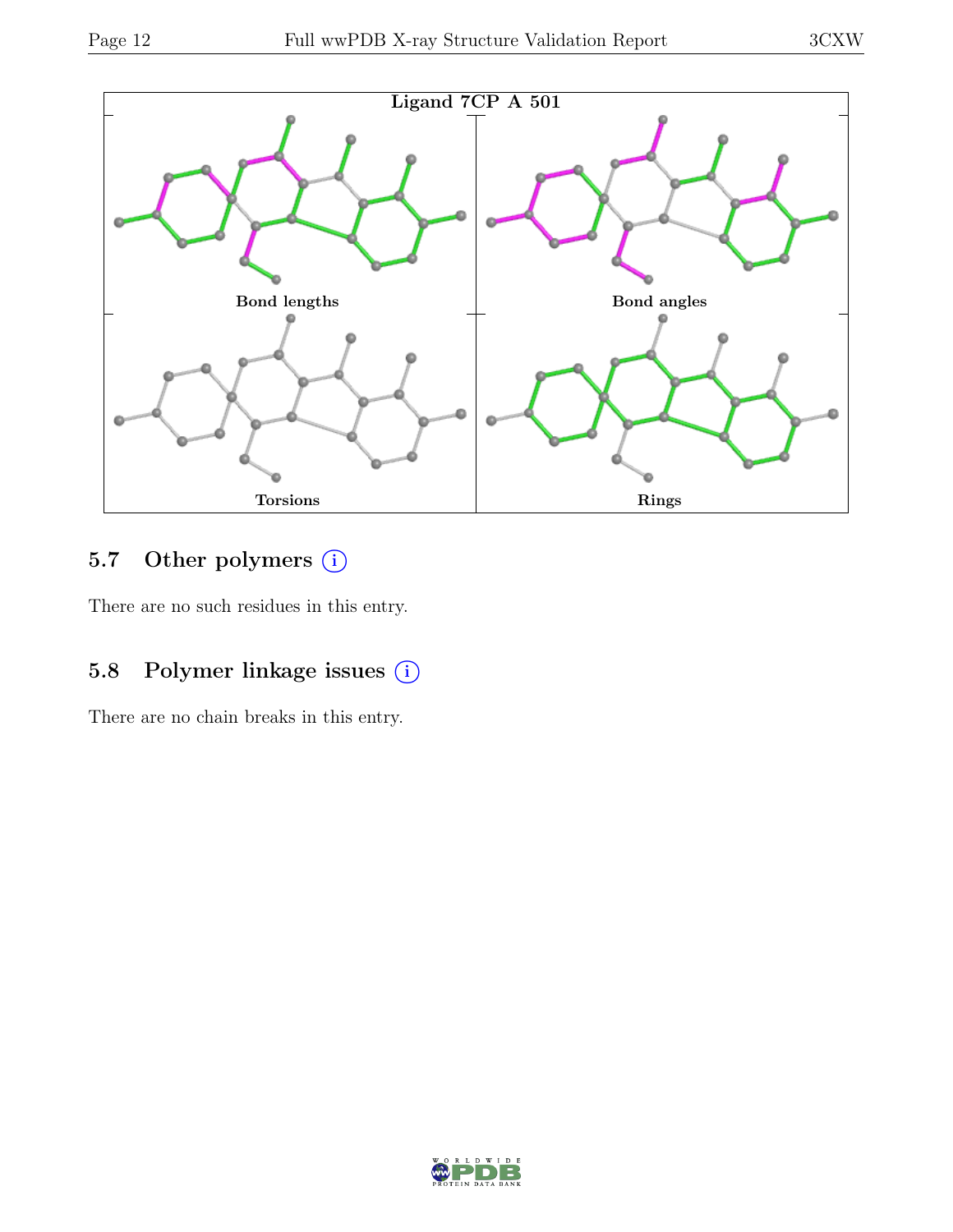Ligand 7CP A 501

Bond lengths

Bond angles

Torsions

Rings

### 5.7 Other polymers

There are no such residues in this entry.

### 5.8 Polymer linkage issues

There are no chain breaks in this entry.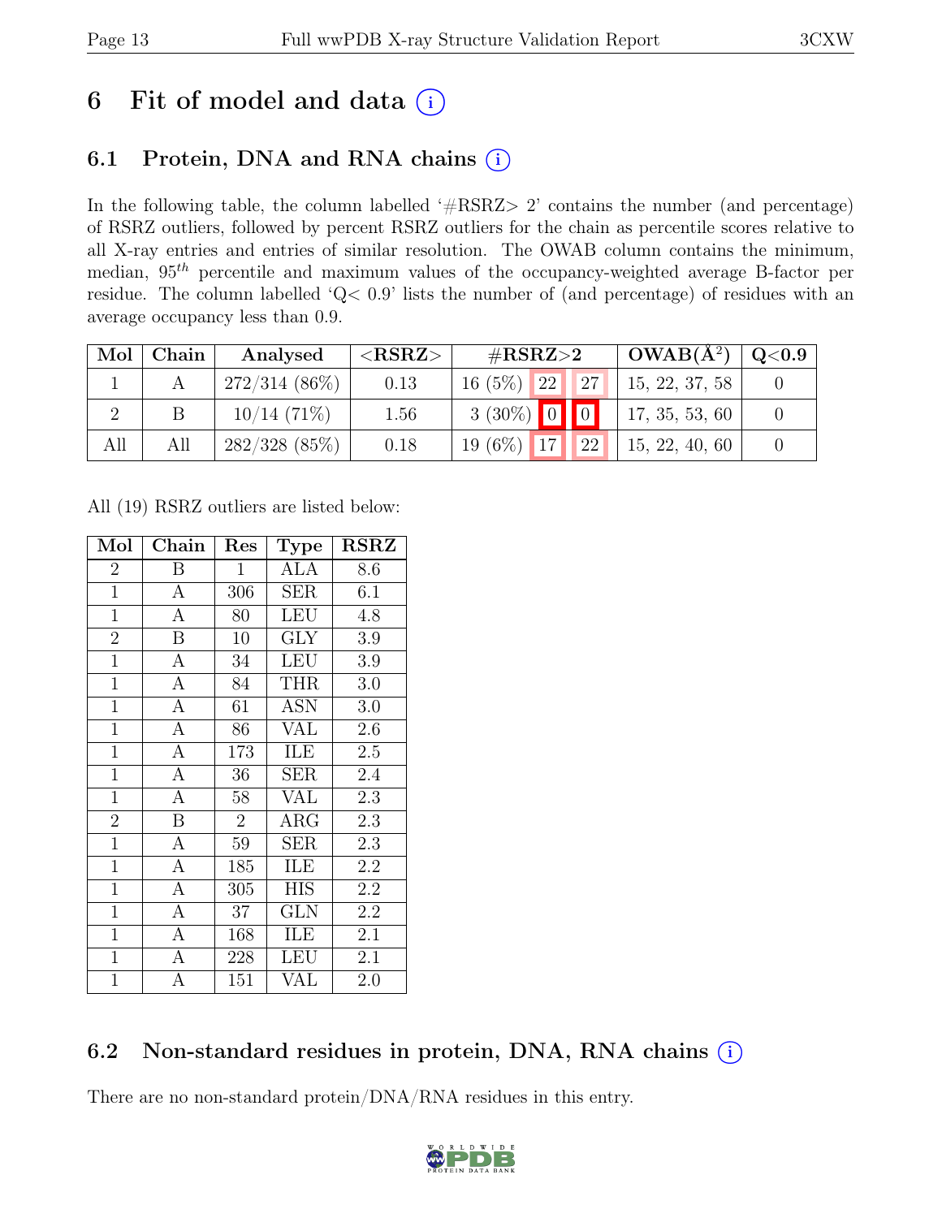# 6 Fit of model and data (i)

## 6.1 Protein, DNA and RNA chains (i)

In the following table, the column labelled '#RSRZ> 2' contains the number (and percentage) of RSRZ outliers, followed by percent RSRZ outliers for the chain as percentile scores relative to all X-ray entries and entries of similar resolution. The OWAB column contains the minimum, median, $95^{th}$ percentile and maximum values of the occupancy-weighted average B-factor per residue. The column labelled 'Q< 0.9' lists the number of (and percentage) of residues with an average occupancy less than 0.9.

| Mol | Chain | Analysed | <RSRZ> | #RSRZ>2 | | | OWAB(Å$^2$) | Q<0.9 |
|---|---|---|---|---|---|---|---|---|
| 1 | A | 272/314 (86%) | 0.13 | 16 (5%) | 22 | 27 | 15, 22, 37, 58 | 0 |
| 2 | B | 10/14 (71%) | 1.56 | 3 (30%) | 0 | 0 | 17, 35, 53, 60 | 0 |
| All | All | 282/328 (85%) | 0.18 | 19 (6%) | 17 | 22 | 15, 22, 40, 60 | 0 |

All (19) RSRZ outliers are listed below:

| Mol | Chain | Res | Type | RSRZ |
|---|---|---|---|---|
| 2 | B | 1 | ALA | 8.6 |
| 1 | A | 306 | SER | 6.1 |
| 1 | A | 80 | LEU | 4.8 |
| 2 | B | 10 | GLY | 3.9 |
| 1 | A | 34 | LEU | 3.9 |
| 1 | A | 84 | THR | 3.0 |
| 1 | A | 61 | ASN | 3.0 |
| 1 | A | 86 | VAL | 2.6 |
| 1 | A | 173 | ILE | 2.5 |
| 1 | A | 36 | SER | 2.4 |
| 1 | A | 58 | VAL | 2.3 |
| 2 | B | 2 | ARG | 2.3 |
| 1 | A | 59 | SER | 2.3 |
| 1 | A | 185 | ILE | 2.2 |
| 1 | A | 305 | HIS | 2.2 |
| 1 | A | 37 | GLN | 2.2 |
| 1 | A | 168 | ILE | 2.1 |
| 1 | A | 228 | LEU | 2.1 |
| 1 | A | 151 | VAL | 2.0 |

## 6.2 Non-standard residues in protein, DNA, RNA chains (i)

There are no non-standard protein/DNA/RNA residues in this entry.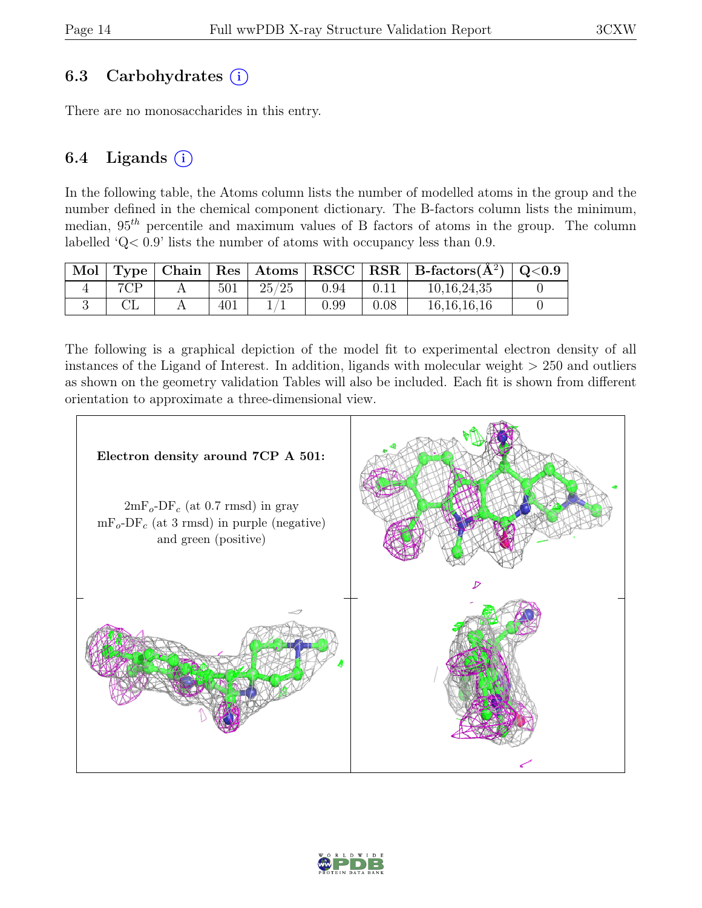## 6.3 Carbohydrates

There are no monosaccharides in this entry.

## 6.4 Ligands

In the following table, the Atoms column lists the number of modelled atoms in the group and the number defined in the chemical component dictionary. The B-factors column lists the minimum, median, $95^{th}$ percentile and maximum values of B factors of atoms in the group. The column labelled 'Q< 0.9' lists the number of atoms with occupancy less than 0.9.

| Mol | Type | Chain | Res | Atoms | RSCC | RSR | B-factors(Å$^2$) | Q<0.9 |
|---|---|---|---|---|---|---|---|---|
| 4 | 7CP | A | 501 | 25/25 | 0.94 | 0.11 | 10,16,24,35 | 0 |
| 3 | CL | A | 401 | 1/1 | 0.99 | 0.08 | 16,16,16,16 | 0 |

The following is a graphical depiction of the model fit to experimental electron density of all instances of the Ligand of Interest. In addition, ligands with molecular weight > 250 and outliers as shown on the geometry validation Tables will also be included. Each fit is shown from different orientation to approximate a three-dimensional view.

**Electron density around 7CP A 501:**

$2mF_o$-$DF_c$ (at 0.7 rmsd) in gray
$mF_o$-$DF_c$ (at 3 rmsd) in purple (negative) and green (positive)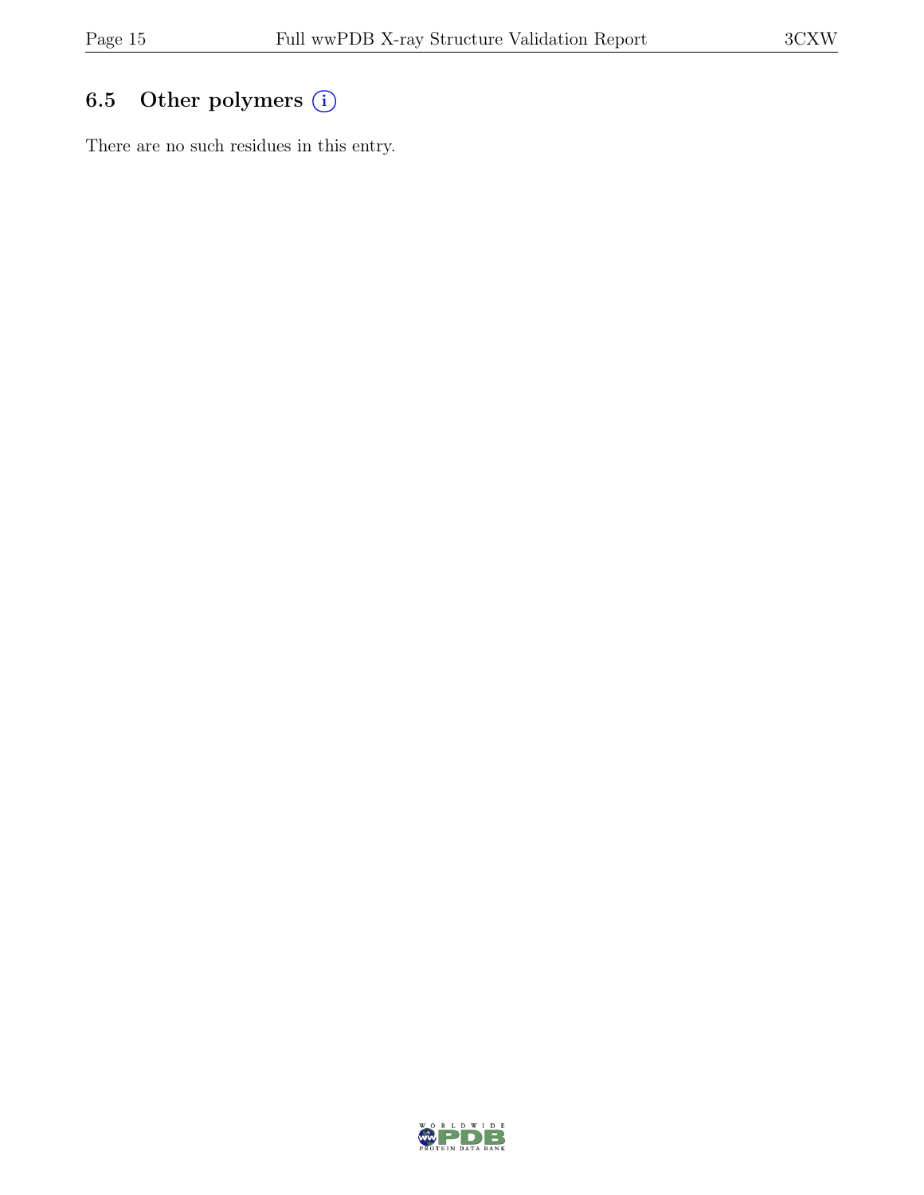### 6.5 Other polymers (i)

There are no such residues in this entry.